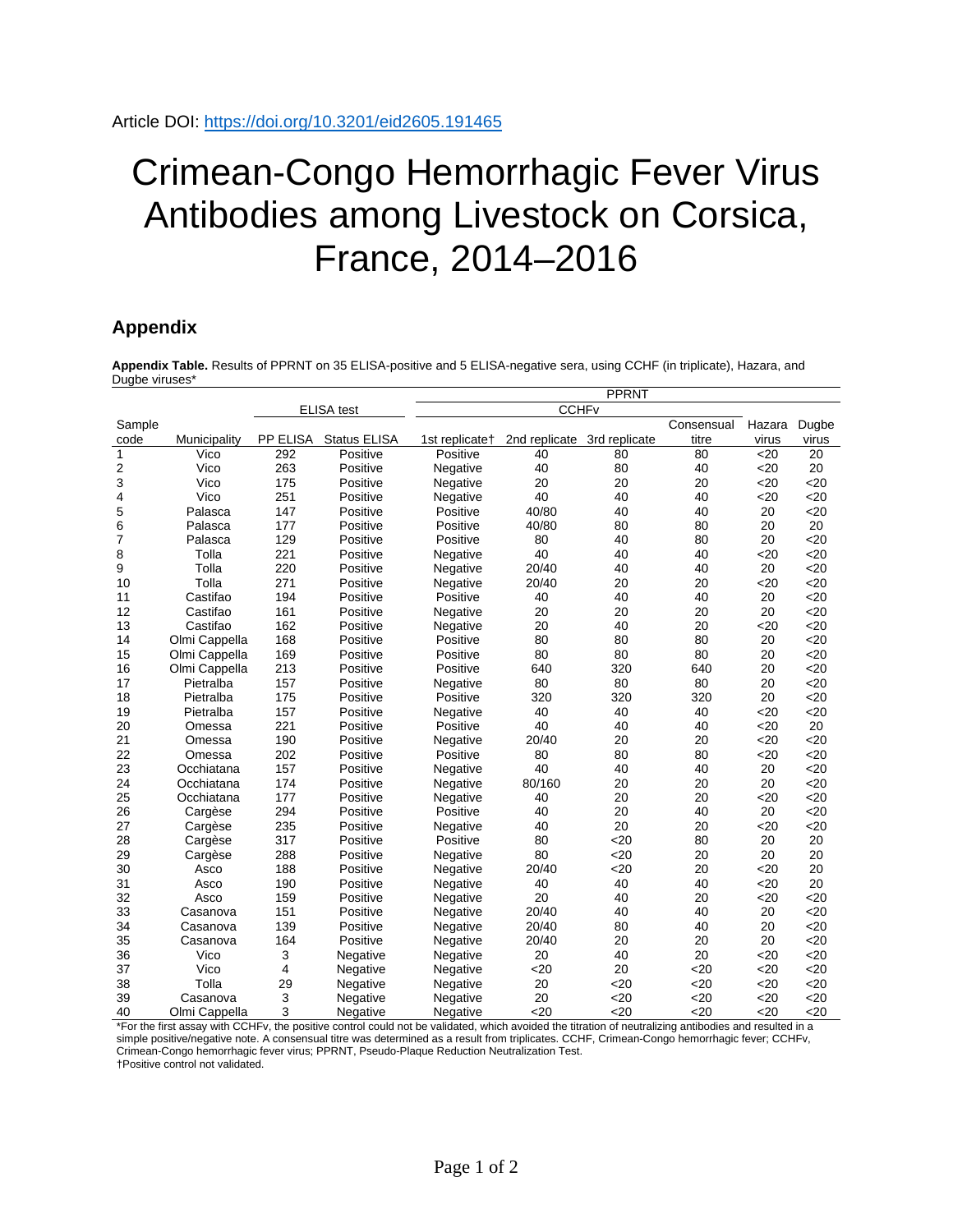Article DOI: https://doi.org/10.3201/eid2605.191465

# Crimean-Congo Hemorrhagic Fever Virus Antibodies among Livestock on Corsica, France, 2014–2016

## Appendix

**Appendix Table.** Results of PPRNT on 35 ELISA-positive and 5 ELISA-negative sera, using CCHF (in triplicate), Hazara, and Dugbe viruses*

| | | ELISA test | | PPRNT | | | | | |
|---|---|---|---|---|---|---|---|---|---|
| | | | | CCHFv | | | | | |
| Sample code | Municipality | PP ELISA | Status ELISA | 1st replicate† | 2nd replicate | 3rd replicate | Consensual titre | Hazara virus | Dugbe virus |
| 1 | Vico | 292 | Positive | Positive | 40 | 80 | 80 | <20 | 20 |
| 2 | Vico | 263 | Positive | Negative | 40 | 80 | 40 | <20 | 20 |
| 3 | Vico | 175 | Positive | Negative | 20 | 20 | 20 | <20 | <20 |
| 4 | Vico | 251 | Positive | Negative | 40 | 40 | 40 | <20 | <20 |
| 5 | Palasca | 147 | Positive | Positive | 40/80 | 40 | 40 | 20 | <20 |
| 6 | Palasca | 177 | Positive | Positive | 40/80 | 80 | 80 | 20 | 20 |
| 7 | Palasca | 129 | Positive | Positive | 80 | 40 | 80 | 20 | <20 |
| 8 | Tolla | 221 | Positive | Negative | 40 | 40 | 40 | <20 | <20 |
| 9 | Tolla | 220 | Positive | Negative | 20/40 | 40 | 40 | 20 | <20 |
| 10 | Tolla | 271 | Positive | Negative | 20/40 | 20 | 20 | <20 | <20 |
| 11 | Castifao | 194 | Positive | Positive | 40 | 40 | 40 | 20 | <20 |
| 12 | Castifao | 161 | Positive | Negative | 20 | 20 | 20 | 20 | <20 |
| 13 | Castifao | 162 | Positive | Negative | 20 | 40 | 20 | <20 | <20 |
| 14 | Olmi Cappella | 168 | Positive | Positive | 80 | 80 | 80 | 20 | <20 |
| 15 | Olmi Cappella | 169 | Positive | Positive | 80 | 80 | 80 | 20 | <20 |
| 16 | Olmi Cappella | 213 | Positive | Positive | 640 | 320 | 640 | 20 | <20 |
| 17 | Pietralba | 157 | Positive | Negative | 80 | 80 | 80 | 20 | <20 |
| 18 | Pietralba | 175 | Positive | Positive | 320 | 320 | 320 | 20 | <20 |
| 19 | Pietralba | 157 | Positive | Negative | 40 | 40 | 40 | <20 | <20 |
| 20 | Omessa | 221 | Positive | Positive | 40 | 40 | 40 | <20 | 20 |
| 21 | Omessa | 190 | Positive | Negative | 20/40 | 20 | 20 | <20 | <20 |
| 22 | Omessa | 202 | Positive | Positive | 80 | 80 | 80 | <20 | <20 |
| 23 | Occhiatana | 157 | Positive | Negative | 40 | 40 | 40 | 20 | <20 |
| 24 | Occhiatana | 174 | Positive | Negative | 80/160 | 20 | 20 | 20 | <20 |
| 25 | Occhiatana | 177 | Positive | Negative | 40 | 20 | 20 | <20 | <20 |
| 26 | Cargèse | 294 | Positive | Positive | 40 | 20 | 40 | 20 | <20 |
| 27 | Cargèse | 235 | Positive | Negative | 40 | 20 | 20 | <20 | <20 |
| 28 | Cargèse | 317 | Positive | Positive | 80 | <20 | 80 | 20 | 20 |
| 29 | Cargèse | 288 | Positive | Negative | 80 | <20 | 20 | 20 | 20 |
| 30 | Asco | 188 | Positive | Negative | 20/40 | <20 | 20 | <20 | 20 |
| 31 | Asco | 190 | Positive | Negative | 40 | 40 | 40 | <20 | 20 |
| 32 | Asco | 159 | Positive | Negative | 20 | 40 | 20 | <20 | <20 |
| 33 | Casanova | 151 | Positive | Negative | 20/40 | 40 | 40 | 20 | <20 |
| 34 | Casanova | 139 | Positive | Negative | 20/40 | 80 | 40 | 20 | <20 |
| 35 | Casanova | 164 | Positive | Negative | 20/40 | 20 | 20 | 20 | <20 |
| 36 | Vico | 3 | Negative | Negative | 20 | 40 | 20 | <20 | <20 |
| 37 | Vico | 4 | Negative | Negative | <20 | 20 | <20 | <20 | <20 |
| 38 | Tolla | 29 | Negative | Negative | 20 | <20 | <20 | <20 | <20 |
| 39 | Casanova | 3 | Negative | Negative | 20 | <20 | <20 | <20 | <20 |
| 40 | Olmi Cappella | 3 | Negative | Negative | <20 | <20 | <20 | <20 | <20 |

*For the first assay with CCHFv, the positive control could not be validated, which avoided the titration of neutralizing antibodies and resulted in a simple positive/negative note. A consensual titre was determined as a result from triplicates. CCHF, Crimean-Congo hemorrhagic fever; CCHFv, Crimean-Congo hemorrhagic fever virus; PPRNT, Pseudo-Plaque Reduction Neutralization Test.
†Positive control not validated.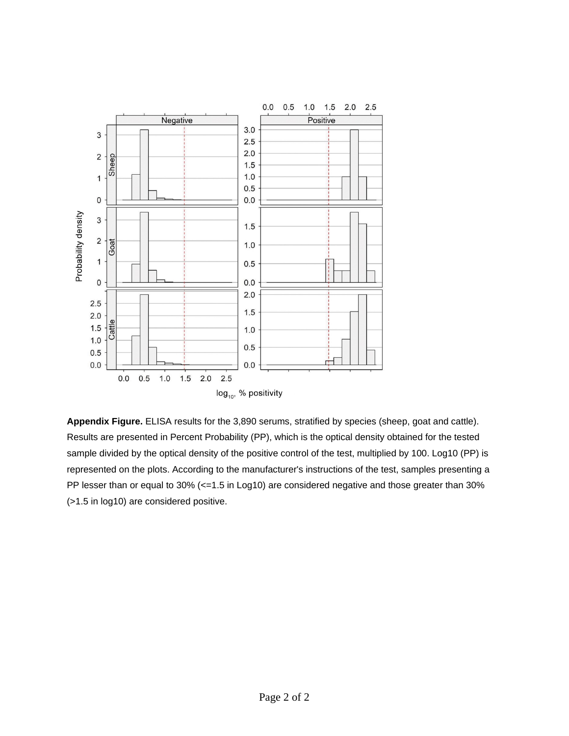Negative

Positive

Sheep

Goat

Cattle

Probability density

$\log_{10}$, % positivity

0.0 0.5 1.0 1.5 2.0 2.5

**Appendix Figure.** ELISA results for the 3,890 serums, stratified by species (sheep, goat and cattle). Results are presented in Percent Probability (PP), which is the optical density obtained for the tested sample divided by the optical density of the positive control of the test, multiplied by 100. Log10 (PP) is represented on the plots. According to the manufacturer's instructions of the test, samples presenting a PP lesser than or equal to 30% (<=1.5 in Log10) are considered negative and those greater than 30% (>1.5 in log10) are considered positive.